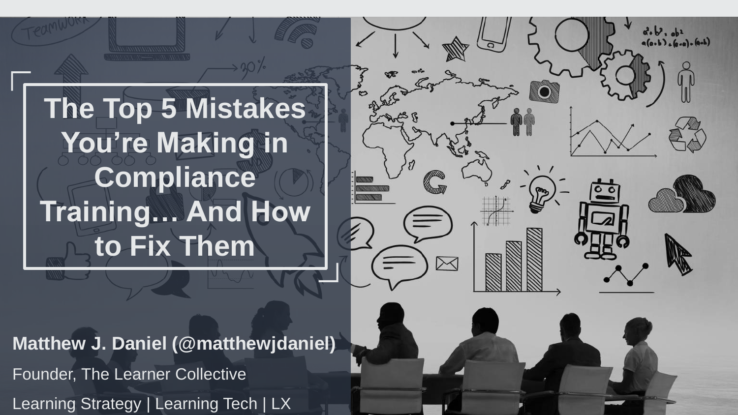# The Top 5 Mistakes You're Making in Compliance Training… And How to Fix Them

**Matthew J. Daniel (@matthewjdaniel)**

Founder, The Learner Collective

Learning Strategy | Learning Tech | LX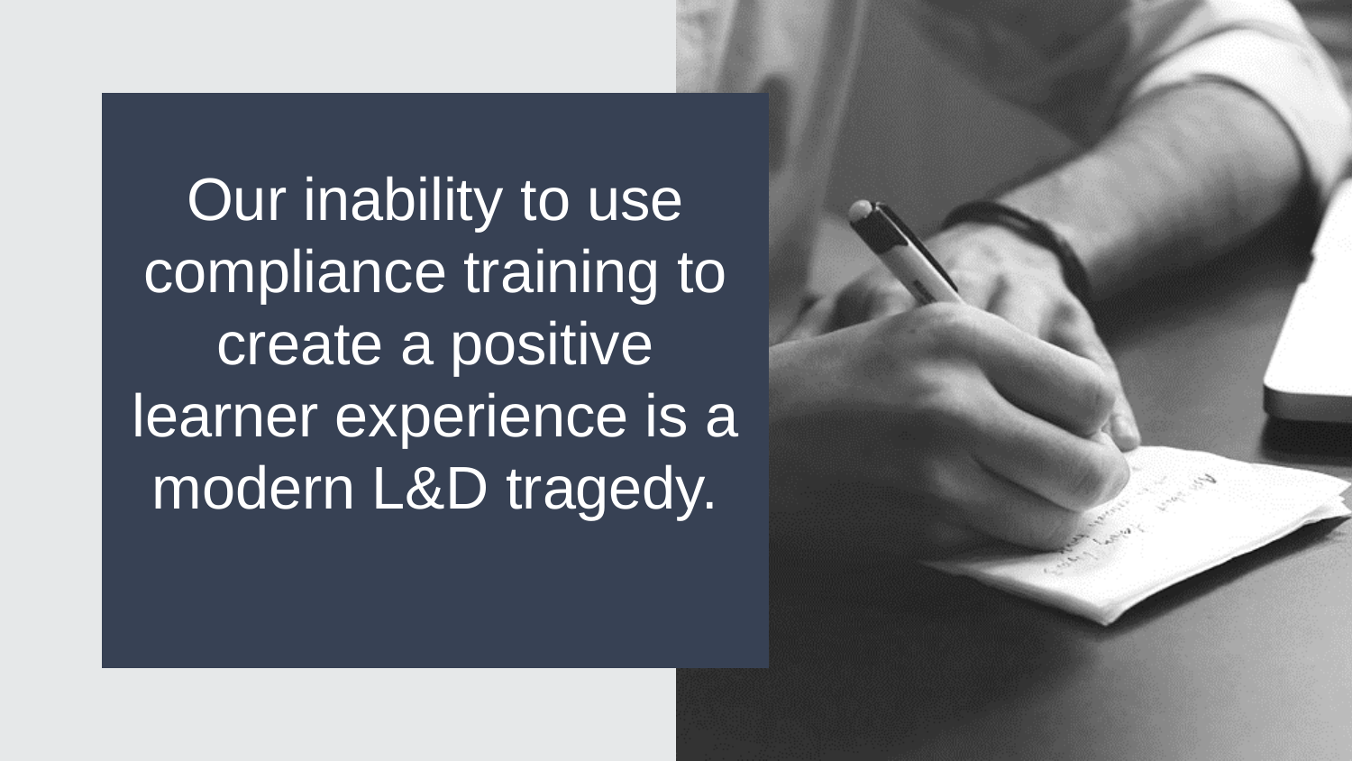Our inability to use compliance training to create a positive learner experience is a modern L&D tragedy.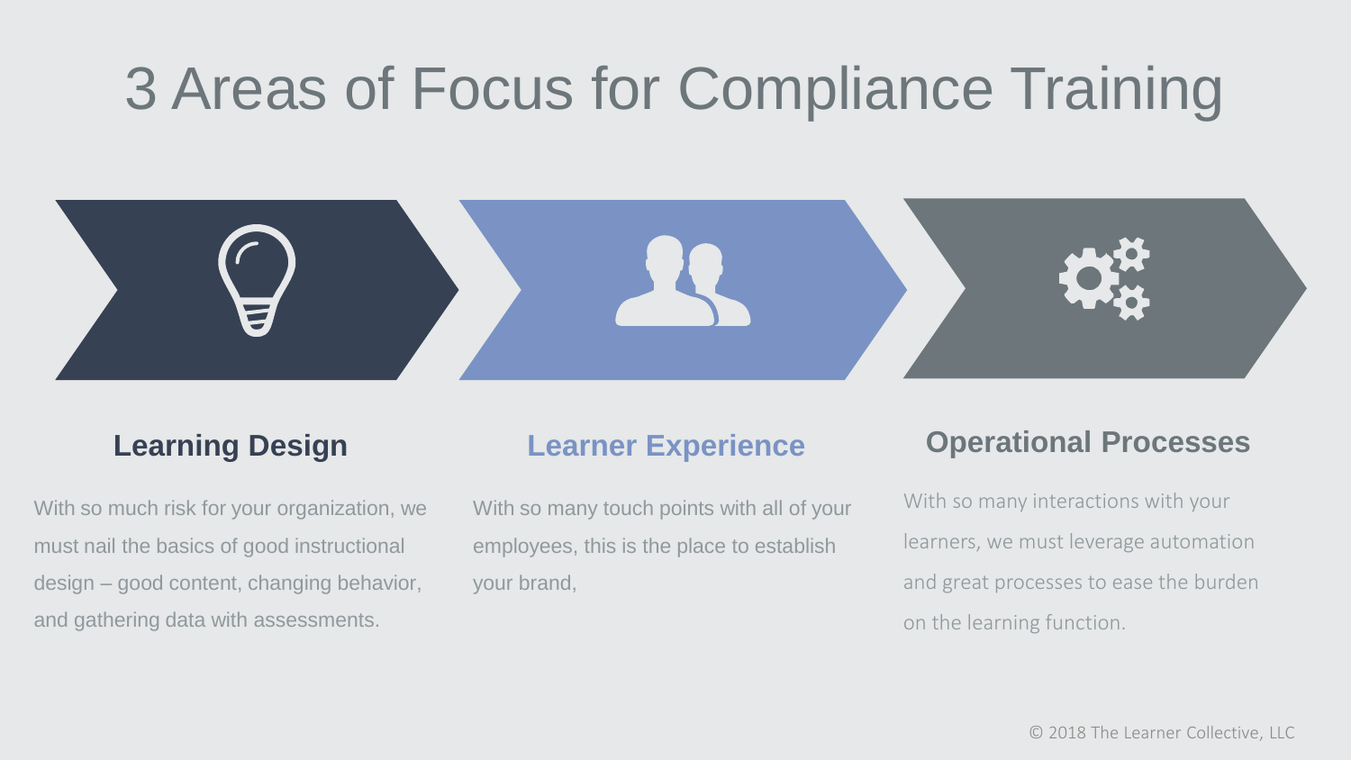# 3 Areas of Focus for Compliance Training

## Learning Design

With so much risk for your organization, we must nail the basics of good instructional design – good content, changing behavior, and gathering data with assessments.

## Learner Experience

With so many touch points with all of your employees, this is the place to establish your brand,

## Operational Processes

With so many interactions with your learners, we must leverage automation and great processes to ease the burden on the learning function.

© 2018 The Learner Collective, LLC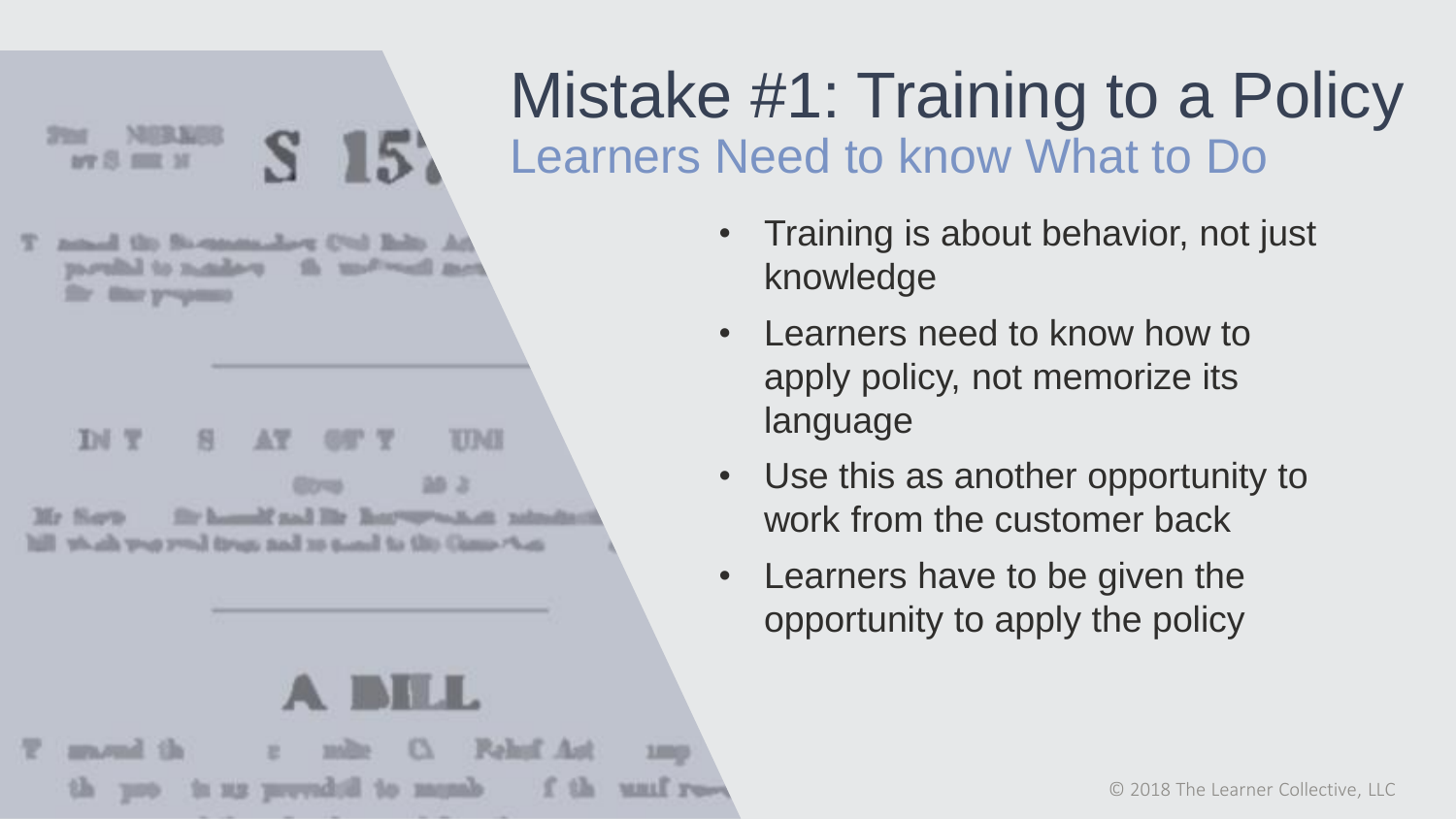# Mistake #1: Training to a Policy

## Learners Need to know What to Do

- Training is about behavior, not just knowledge
- Learners need to know how to apply policy, not memorize its language
- Use this as another opportunity to work from the customer back
- Learners have to be given the opportunity to apply the policy

© 2018 The Learner Collective, LLC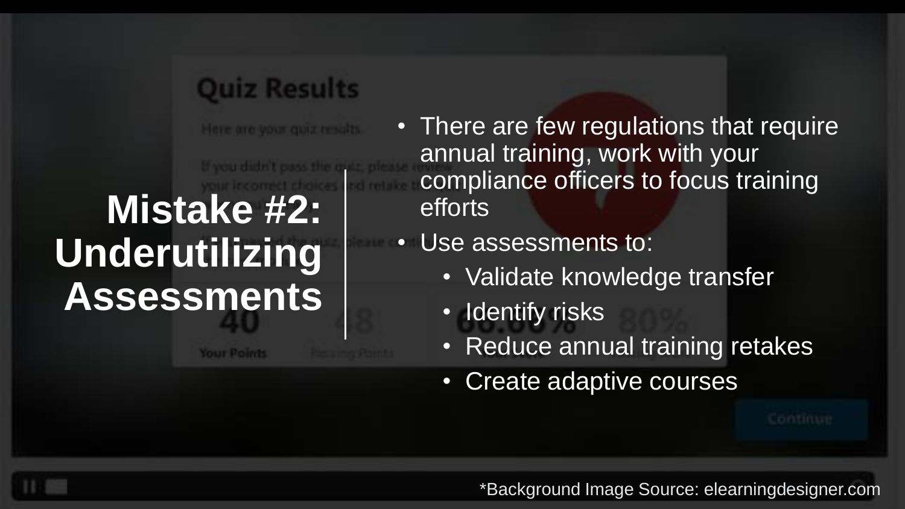# Mistake #2: Underutilizing Assessments

- There are few regulations that require annual training, work with your compliance officers to focus training efforts
- Use assessments to:
  - Validate knowledge transfer
  - Identify risks
  - Reduce annual training retakes
  - Create adaptive courses

*Background Image Source: elearningdesigner.com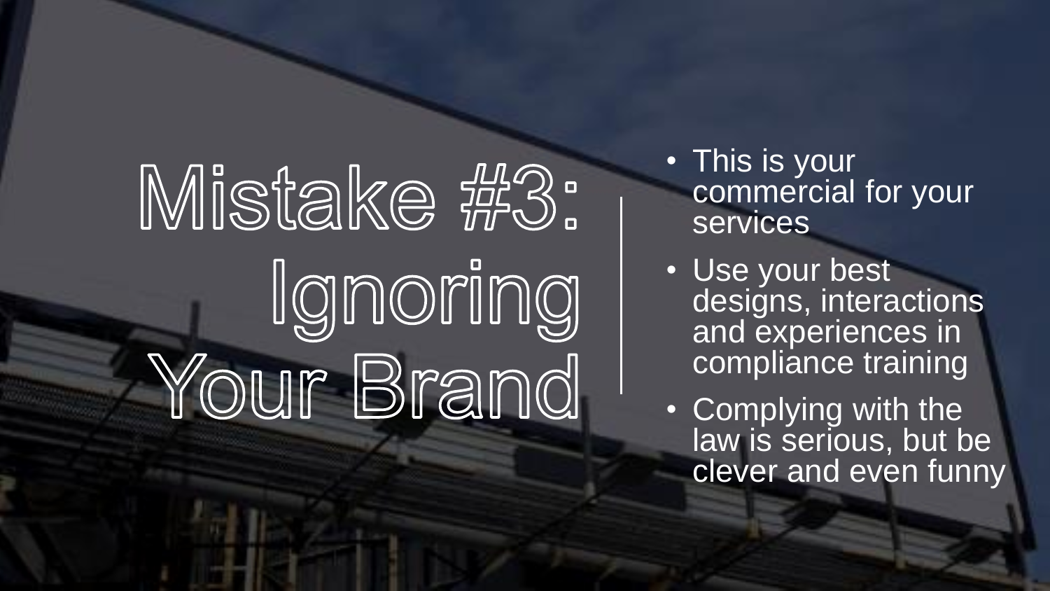# Mistake #3: Ignoring Your Brand

- This is your commercial for your services
- Use your best designs, interactions and experiences in compliance training
- Complying with the law is serious, but be clever and even funny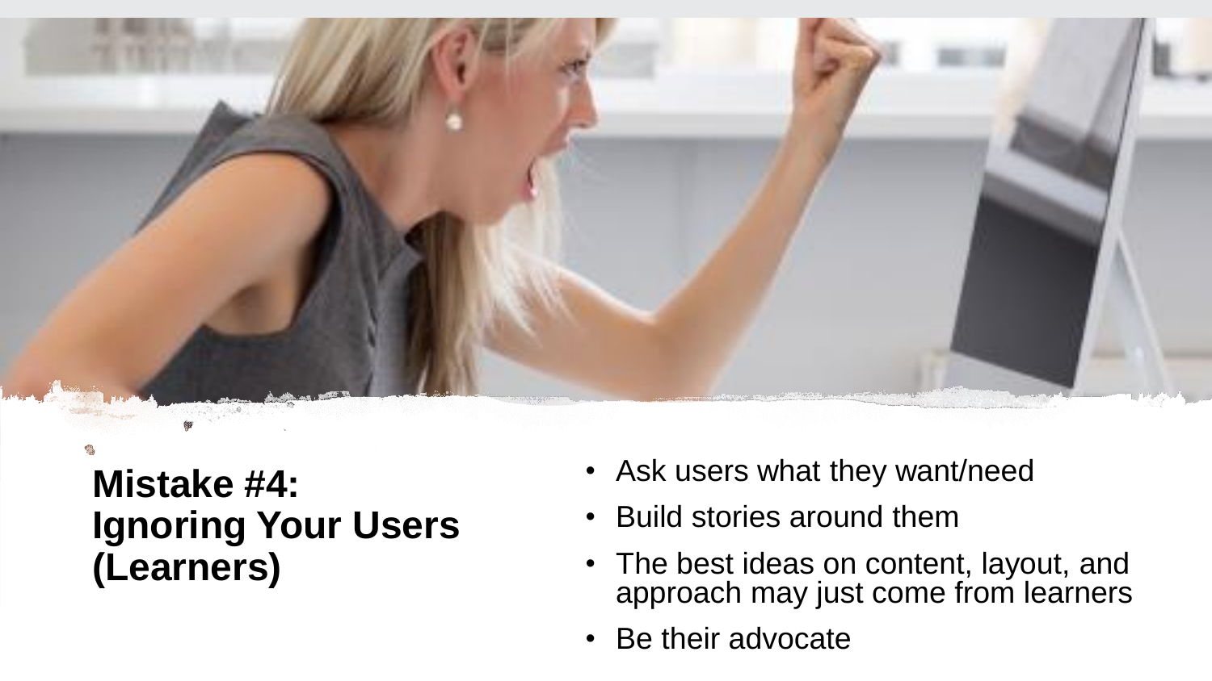## Mistake #4: Ignoring Your Users (Learners)

- Ask users what they want/need
- Build stories around them
- The best ideas on content, layout, and approach may just come from learners
- Be their advocate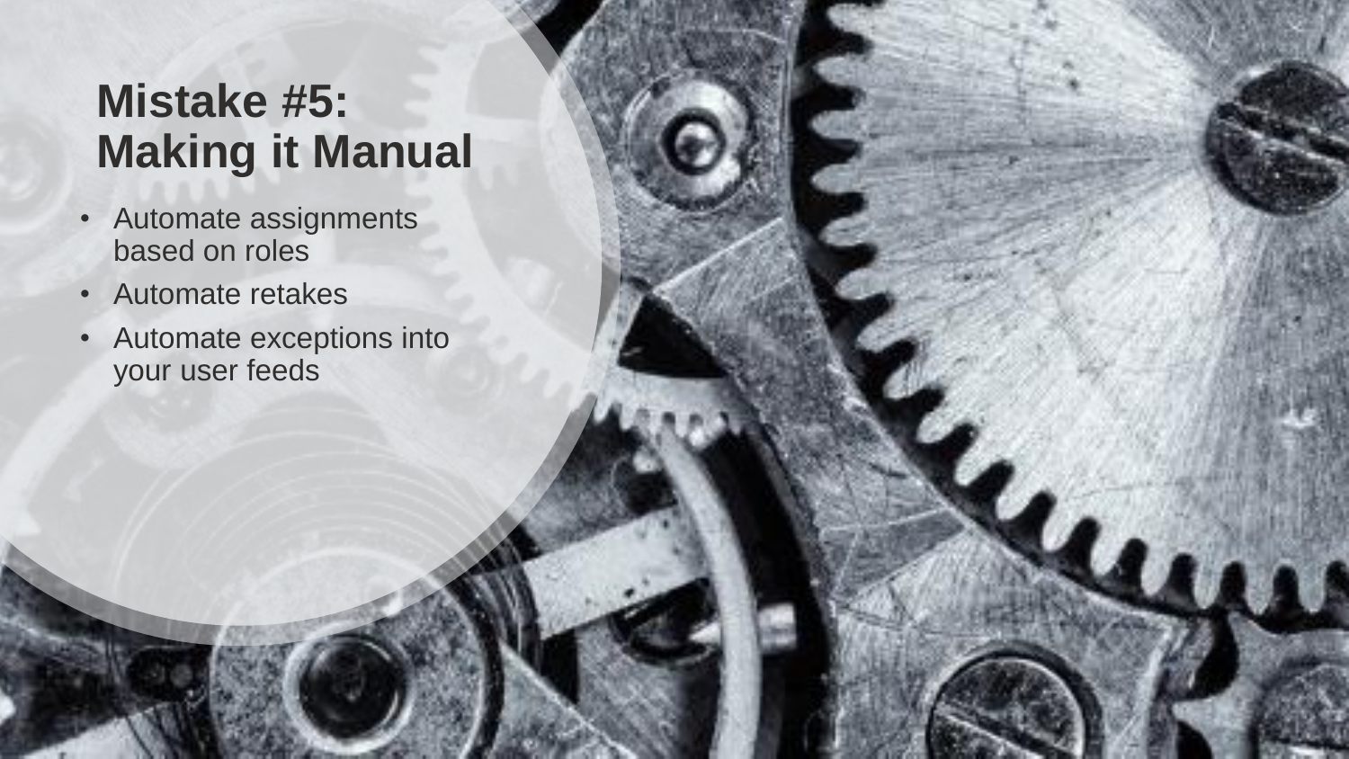# Mistake #5: Making it Manual

- Automate assignments based on roles
- Automate retakes
- Automate exceptions into your user feeds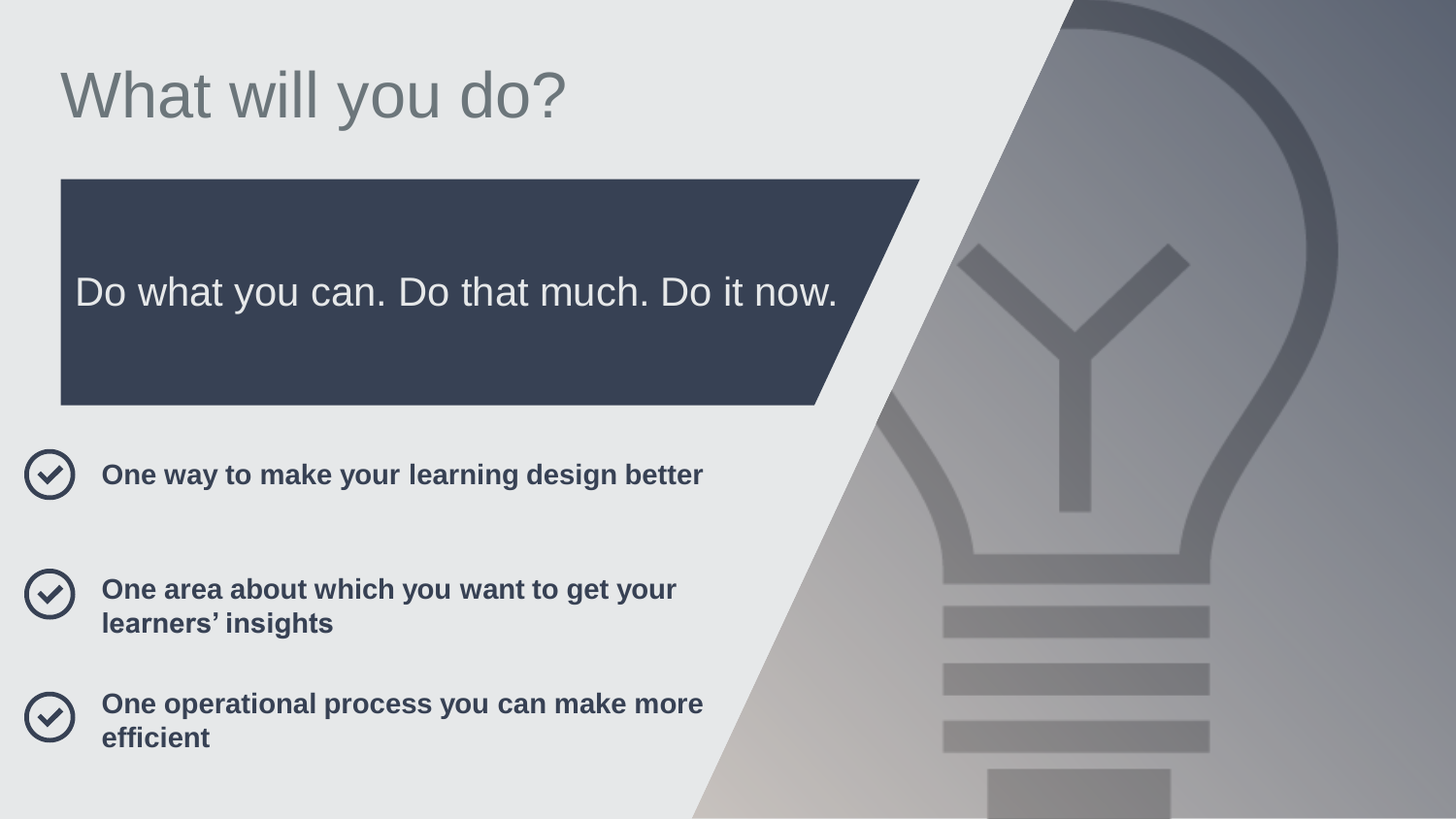# What will you do?

Do what you can. Do that much. Do it now.

- **One way to make your learning design better**
- **One area about which you want to get your learners' insights**
- **One operational process you can make more efficient**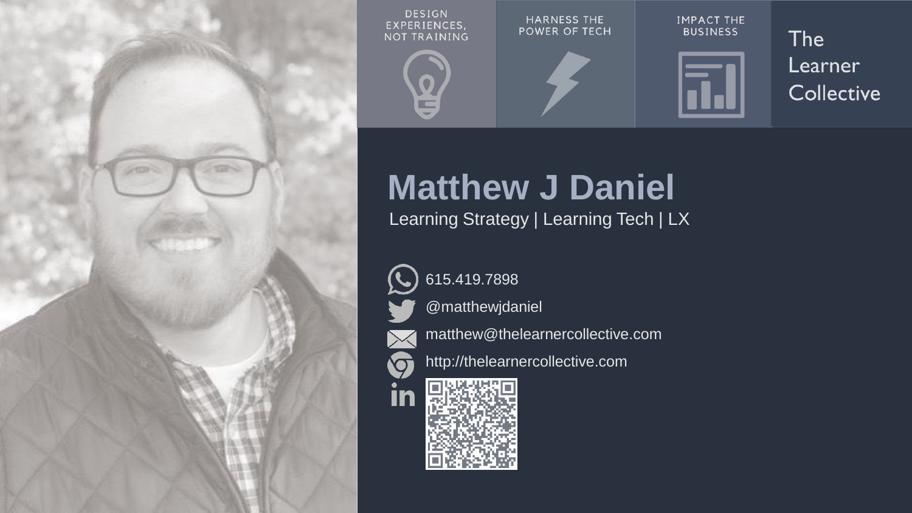DESIGN EXPERIENCES, NOT TRAINING

HARNESS THE POWER OF TECH

IMPACT THE BUSINESS

The Learner Collective

# Matthew J Daniel

Learning Strategy | Learning Tech | LX

615.419.7898

@matthewjdaniel

matthew@thelearnercollective.com

http://thelearnercollective.com